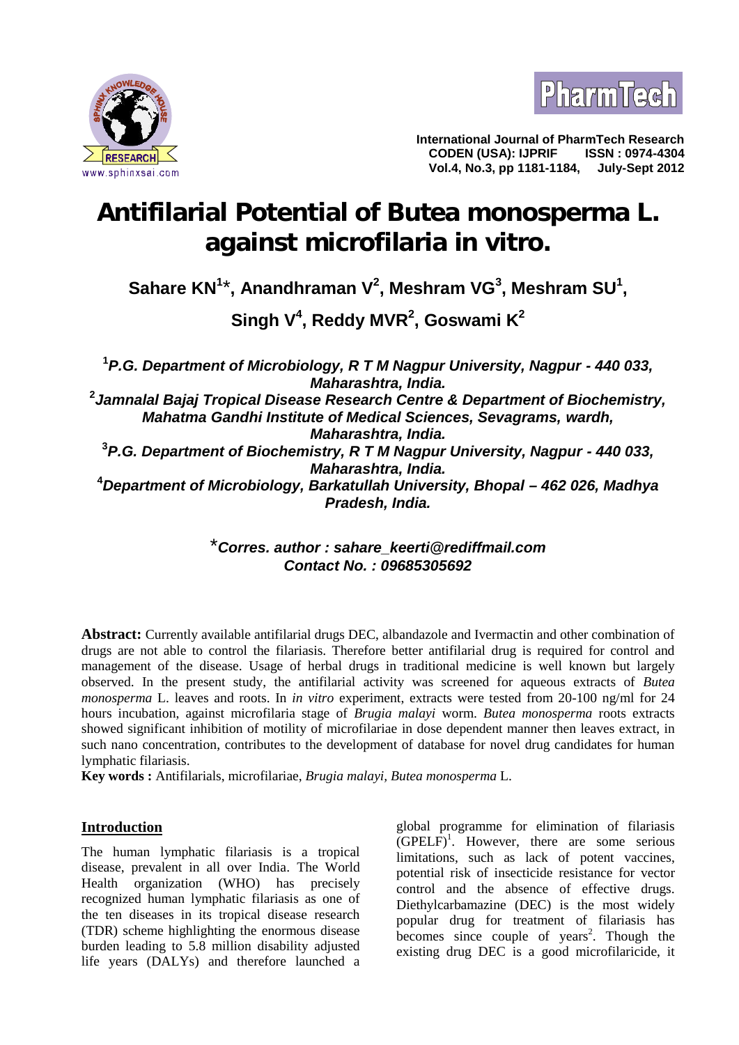# Antifilarial Potential of Butea monosperma L. against microfilaria in vitro.

**Sahare KN[1]*, Anandhraman V[2], Meshram VG[3], Meshram SU[1], Singh V[4], Reddy MVR[2], Goswami K[2]**

[1]*P.G. Department of Microbiology, R T M Nagpur University, Nagpur - 440 033, Maharashtra, India.*

[2]*Jamnalal Bajaj Tropical Disease Research Centre & Department of Biochemistry, Mahatma Gandhi Institute of Medical Sciences, Sevagrams, wardh, Maharashtra, India.*

[3]*P.G. Department of Biochemistry, R T M Nagpur University, Nagpur - 440 033, Maharashtra, India.*

[4]*Department of Microbiology, Barkatullah University, Bhopal – 462 026, Madhya Pradesh, India.*

**\*Corres. author : sahare_keerti@rediffmail.com**
**Contact No. : 09685305692**

**Abstract:** Currently available antifilarial drugs DEC, albandazole and Ivermactin and other combination of drugs are not able to control the filariasis. Therefore better antifilarial drug is required for control and management of the disease. Usage of herbal drugs in traditional medicine is well known but largely observed. In the present study, the antifilarial activity was screened for aqueous extracts of *Butea monosperma* L. leaves and roots. In *in vitro* experiment, extracts were tested from 20-100 ng/ml for 24 hours incubation, against microfilaria stage of *Brugia malayi* worm. *Butea monosperma* roots extracts showed significant inhibition of motility of microfilariae in dose dependent manner then leaves extract, in such nano concentration, contributes to the development of database for novel drug candidates for human lymphatic filariasis.

**Key words :** Antifilarials, microfilariae, *Brugia malayi*, *Butea monosperma* L.

## Introduction

The human lymphatic filariasis is a tropical disease, prevalent in all over India. The World Health organization (WHO) has precisely recognized human lymphatic filariasis as one of the ten diseases in its tropical disease research (TDR) scheme highlighting the enormous disease burden leading to 5.8 million disability adjusted life years (DALYs) and therefore launched a global programme for elimination of filariasis (GPELF)[1]. However, there are some serious limitations, such as lack of potent vaccines, potential risk of insecticide resistance for vector control and the absence of effective drugs. Diethylcarbamazine (DEC) is the most widely popular drug for treatment of filariasis has becomes since couple of years[2]. Though the existing drug DEC is a good microfilaricide, it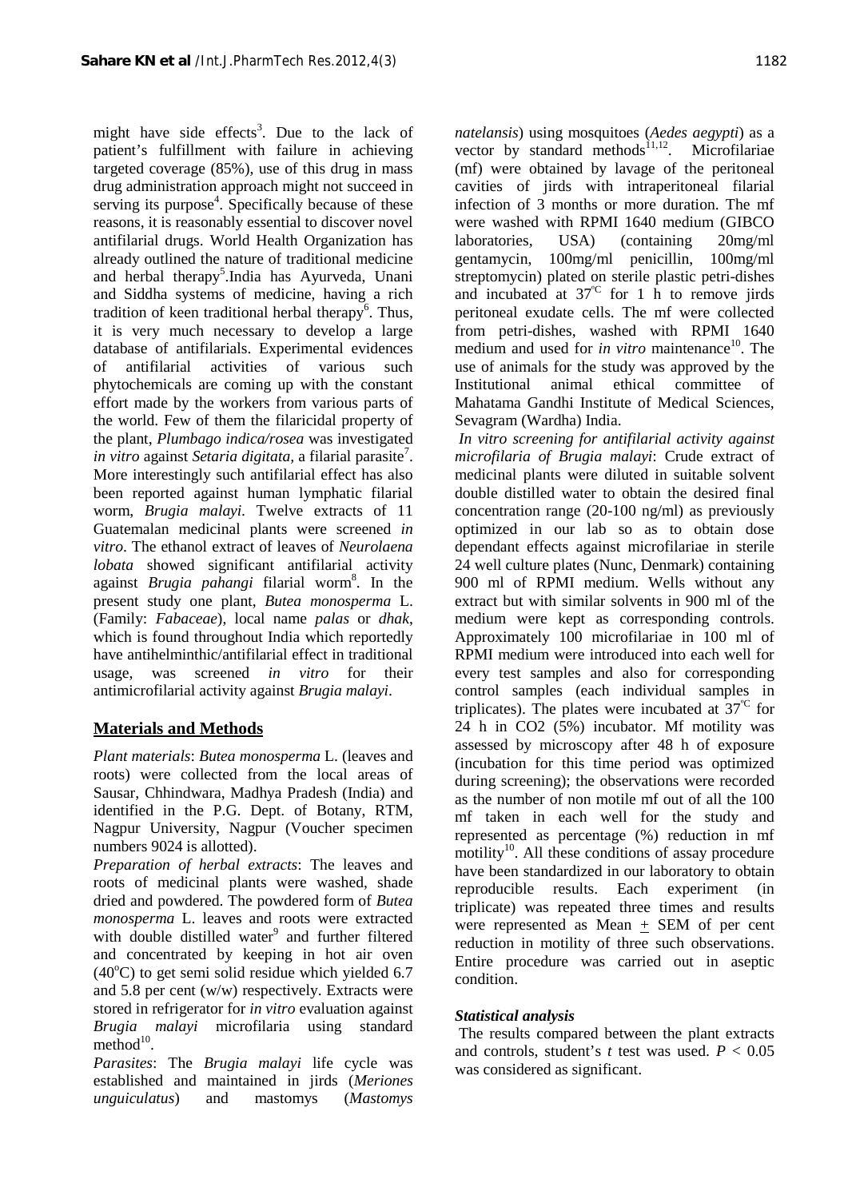might have side effects[3]. Due to the lack of patient's fulfillment with failure in achieving targeted coverage (85%), use of this drug in mass drug administration approach might not succeed in serving its purpose[4]. Specifically because of these reasons, it is reasonably essential to discover novel antifilarial drugs. World Health Organization has already outlined the nature of traditional medicine and herbal therapy[5].India has Ayurveda, Unani and Siddha systems of medicine, having a rich tradition of keen traditional herbal therapy[6]. Thus, it is very much necessary to develop a large database of antifilarials. Experimental evidences of antifilarial activities of various such phytochemicals are coming up with the constant effort made by the workers from various parts of the world. Few of them the filaricidal property of the plant, *Plumbago indica/rosea* was investigated *in vitro* against *Setaria digitata*, a filarial parasite[7]. More interestingly such antifilarial effect has also been reported against human lymphatic filarial worm, *Brugia malayi*. Twelve extracts of 11 Guatemalan medicinal plants were screened *in vitro*. The ethanol extract of leaves of *Neurolaena lobata* showed significant antifilarial activity against *Brugia pahangi* filarial worm[8]. In the present study one plant, *Butea monosperma* L. (Family: *Fabaceae*), local name *palas* or *dhak*, which is found throughout India which reportedly have antihelminthic/antifilarial effect in traditional usage, was screened *in vitro* for their antimicrofilarial activity against *Brugia malayi*.

## Materials and Methods

*Plant materials*: *Butea monosperma* L. (leaves and roots) were collected from the local areas of Sausar, Chhindwara, Madhya Pradesh (India) and identified in the P.G. Dept. of Botany, RTM, Nagpur University, Nagpur (Voucher specimen numbers 9024 is allotted).

*Preparation of herbal extracts*: The leaves and roots of medicinal plants were washed, shade dried and powdered. The powdered form of *Butea monosperma* L. leaves and roots were extracted with double distilled water[9] and further filtered and concentrated by keeping in hot air oven (40°C) to get semi solid residue which yielded 6.7 and 5.8 per cent (w/w) respectively. Extracts were stored in refrigerator for *in vitro* evaluation against *Brugia malayi* microfilaria using standard method[10].

*Parasites*: The *Brugia malayi* life cycle was established and maintained in jirds (*Meriones unguiculatus*) and mastomys (*Mastomys natelansis*) using mosquitoes (*Aedes aegypti*) as a vector by standard methods[11,12]. Microfilariae (mf) were obtained by lavage of the peritoneal cavities of jirds with intraperitoneal filarial infection of 3 months or more duration. The mf were washed with RPMI 1640 medium (GIBCO laboratories, USA) (containing 20mg/ml gentamycin, 100mg/ml penicillin, 100mg/ml streptomycin) plated on sterile plastic petri-dishes and incubated at 37°C for 1 h to remove jirds peritoneal exudate cells. The mf were collected from petri-dishes, washed with RPMI 1640 medium and used for *in vitro* maintenance[10]. The use of animals for the study was approved by the Institutional animal ethical committee of Mahatama Gandhi Institute of Medical Sciences, Sevagram (Wardha) India.

*In vitro screening for antifilarial activity against microfilaria of Brugia malayi*: Crude extract of medicinal plants were diluted in suitable solvent double distilled water to obtain the desired final concentration range (20-100 ng/ml) as previously optimized in our lab so as to obtain dose dependant effects against microfilariae in sterile 24 well culture plates (Nunc, Denmark) containing 900 ml of RPMI medium. Wells without any extract but with similar solvents in 900 ml of the medium were kept as corresponding controls. Approximately 100 microfilariae in 100 ml of RPMI medium were introduced into each well for every test samples and also for corresponding control samples (each individual samples in triplicates). The plates were incubated at 37°C for 24 h in CO2 (5%) incubator. Mf motility was assessed by microscopy after 48 h of exposure (incubation for this time period was optimized during screening); the observations were recorded as the number of non motile mf out of all the 100 mf taken in each well for the study and represented as percentage (%) reduction in mf motility[10]. All these conditions of assay procedure have been standardized in our laboratory to obtain reproducible results. Each experiment (in triplicate) was repeated three times and results were represented as Mean ± SEM of per cent reduction in motility of three such observations. Entire procedure was carried out in aseptic condition.

### *Statistical analysis*

The results compared between the plant extracts and controls, student's *t* test was used. $P < 0.05$ was considered as significant.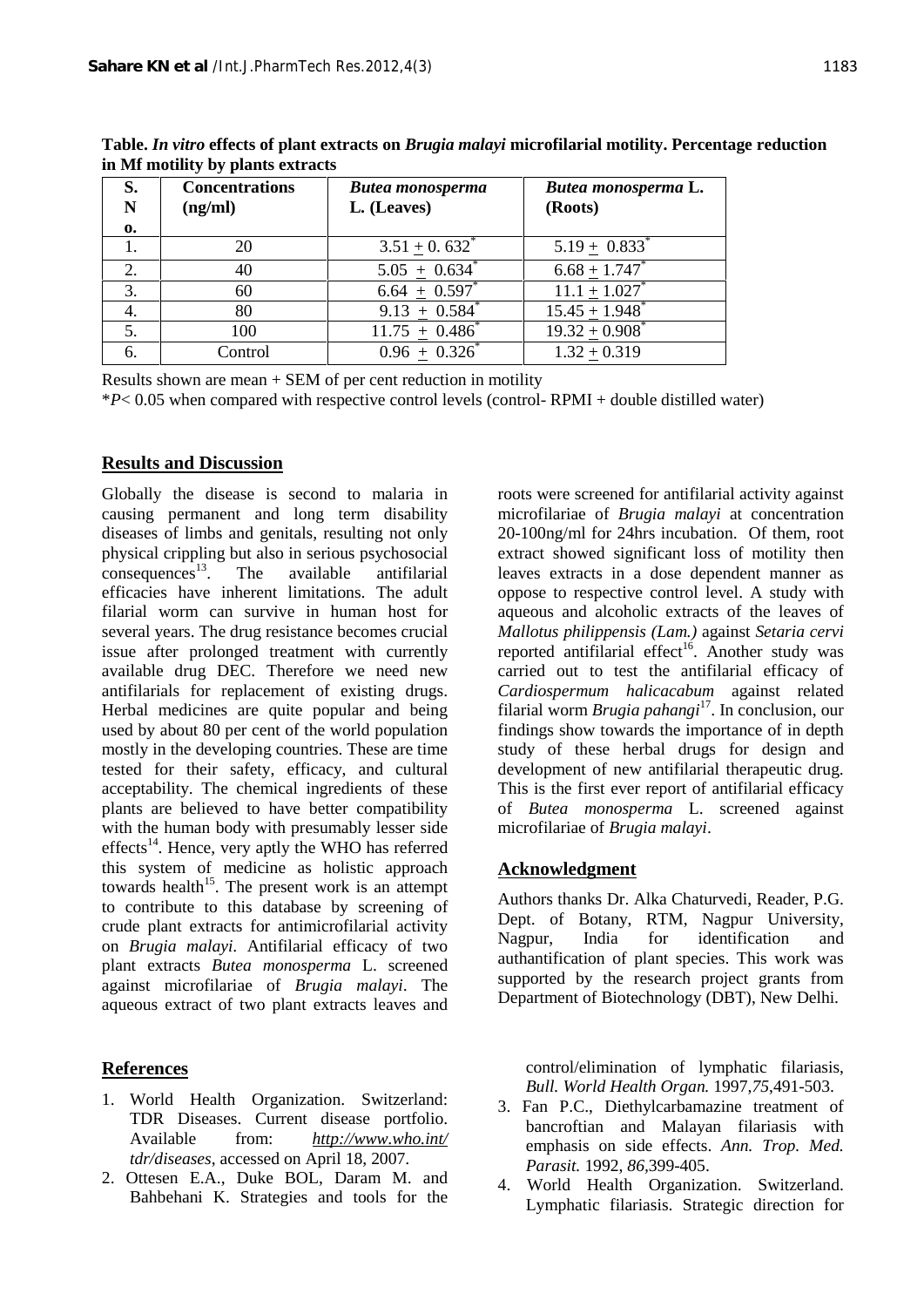**Table.** ***In vitro*** **effects of plant extracts on** ***Brugia malayi*** **microfilarial motility. Percentage reduction in Mf motility by plants extracts**

| S. No. | Concentrations (ng/ml) | *Butea monosperma* L. (Leaves) | *Butea monosperma* L. (Roots) |
|---|---|---|---|
| 1. | 20 | 3.51 ± 0. 632* | 5.19 ± 0.833* |
| 2. | 40 | 5.05 ± 0.634* | 6.68 ± 1.747* |
| 3. | 60 | 6.64 ± 0.597* | 11.1 ± 1.027* |
| 4. | 80 | 9.13 ± 0.584* | 15.45 ± 1.948* |
| 5. | 100 | 11.75 ± 0.486* | 19.32 ± 0.908* |
| 6. | Control | 0.96 ± 0.326* | 1.32 ± 0.319 |

Results shown are mean + SEM of per cent reduction in motility

\**P*< 0.05 when compared with respective control levels (control- RPMI + double distilled water)

## Results and Discussion

Globally the disease is second to malaria in causing permanent and long term disability diseases of limbs and genitals, resulting not only physical crippling but also in serious psychosocial consequences[13]. The available antifilarial efficacies have inherent limitations. The adult filarial worm can survive in human host for several years. The drug resistance becomes crucial issue after prolonged treatment with currently available drug DEC. Therefore we need new antifilarials for replacement of existing drugs. Herbal medicines are quite popular and being used by about 80 per cent of the world population mostly in the developing countries. These are time tested for their safety, efficacy, and cultural acceptability. The chemical ingredients of these plants are believed to have better compatibility with the human body with presumably lesser side effects[14]. Hence, very aptly the WHO has referred this system of medicine as holistic approach towards health[15]. The present work is an attempt to contribute to this database by screening of crude plant extracts for antimicrofilarial activity on *Brugia malayi*. Antifilarial efficacy of two plant extracts *Butea monosperma* L. screened against microfilariae of *Brugia malayi*. The aqueous extract of two plant extracts leaves and roots were screened for antifilarial activity against microfilariae of *Brugia malayi* at concentration 20-100ng/ml for 24hrs incubation. Of them, root extract showed significant loss of motility then leaves extracts in a dose dependent manner as oppose to respective control level. A study with aqueous and alcoholic extracts of the leaves of *Mallotus philippensis (Lam.)* against *Setaria cervi* reported antifilarial effect[16]. Another study was carried out to test the antifilarial efficacy of *Cardiospermum halicacabum* against related filarial worm *Brugia pahangi*[17]. In conclusion, our findings show towards the importance of in depth study of these herbal drugs for design and development of new antifilarial therapeutic drug. This is the first ever report of antifilarial efficacy of *Butea monosperma* L. screened against microfilariae of *Brugia malayi*.

## Acknowledgment

Authors thanks Dr. Alka Chaturvedi, Reader, P.G. Dept. of Botany, RTM, Nagpur University, Nagpur, India for identification and authantification of plant species. This work was supported by the research project grants from Department of Biotechnology (DBT), New Delhi.

## References

1. World Health Organization. Switzerland: TDR Diseases. Current disease portfolio. Available from: *http://www.who.int/tdr/diseases*, accessed on April 18, 2007.
2. Ottesen E.A., Duke BOL, Daram M. and Bahbehani K. Strategies and tools for the control/elimination of lymphatic filariasis, *Bull. World Health Organ.* 1997,*75*,491-503.
3. Fan P.C., Diethylcarbamazine treatment of bancroftian and Malayan filariasis with emphasis on side effects. *Ann. Trop. Med. Parasit.* 1992, *86*,399-405.
4. World Health Organization. Switzerland. Lymphatic filariasis. Strategic direction for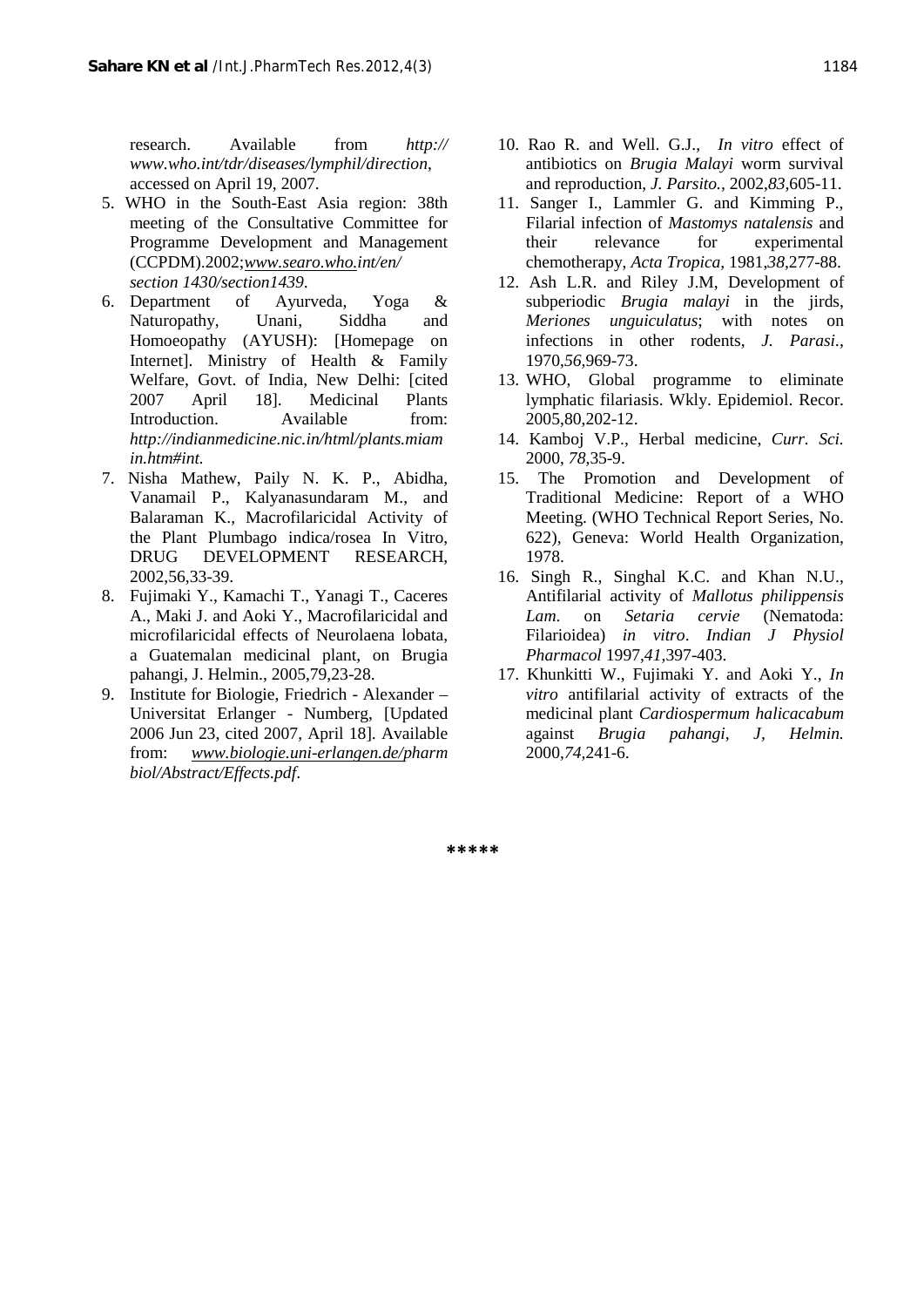research. Available from *http:// www.who.int/tdr/diseases/lymphil/direction*, accessed on April 19, 2007.

5. WHO in the South-East Asia region: 38th meeting of the Consultative Committee for Programme Development and Management (CCPDM).2002;*www.searo.who.int/en/ section 1430/section1439*.
6. Department of Ayurveda, Yoga & Naturopathy, Unani, Siddha and Homoeopathy (AYUSH): [Homepage on Internet]. Ministry of Health & Family Welfare, Govt. of India, New Delhi: [cited 2007 April 18]. Medicinal Plants Introduction. Available from: *http://indianmedicine.nic.in/html/plants.miamin.htm#int.*
7. Nisha Mathew, Paily N. K. P., Abidha, Vanamail P., Kalyanasundaram M., and Balaraman K., Macrofilaricidal Activity of the Plant Plumbago indica/rosea In Vitro, DRUG DEVELOPMENT RESEARCH, 2002,56,33-39.
8. Fujimaki Y., Kamachi T., Yanagi T., Caceres A., Maki J. and Aoki Y., Macrofilaricidal and microfilaricidal effects of Neurolaena lobata, a Guatemalan medicinal plant, on Brugia pahangi, J. Helmin., 2005,79,23-28.
9. Institute for Biologie, Friedrich - Alexander – Universitat Erlanger - Numberg, [Updated 2006 Jun 23, cited 2007, April 18]. Available from: *www.biologie.uni-erlangen.de/pharmbiol/Abstract/Effects.pdf*.
10. Rao R. and Well. G.J., *In vitro* effect of antibiotics on *Brugia Malayi* worm survival and reproduction, *J. Parsito.*, 2002,*83*,605-11.
11. Sanger I., Lammler G. and Kimming P., Filarial infection of *Mastomys natalensis* and their relevance for experimental chemotherapy, *Acta Tropica*, 1981,*38*,277-88.
12. Ash L.R. and Riley J.M, Development of subperiodic *Brugia malayi* in the jirds, *Meriones unguiculatus*; with notes on infections in other rodents, *J. Parasi.*, 1970,*56*,969-73.
13. WHO, Global programme to eliminate lymphatic filariasis. Wkly. Epidemiol. Recor. 2005,80,202-12.
14. Kamboj V.P., Herbal medicine, *Curr. Sci.* 2000, *78*,35-9.
15. The Promotion and Development of Traditional Medicine: Report of a WHO Meeting. (WHO Technical Report Series, No. 622), Geneva: World Health Organization, 1978.
16. Singh R., Singhal K.C. and Khan N.U., Antifilarial activity of *Mallotus philippensis Lam.* on *Setaria cervie* (Nematoda: Filarioidea) *in vitro*. *Indian J Physiol Pharmacol* 1997,*41*,397-403.
17. Khunkitti W., Fujimaki Y. and Aoki Y., *In vitro* antifilarial activity of extracts of the medicinal plant *Cardiospermum halicacabum* against *Brugia pahangi*, *J, Helmin.* 2000,*74*,241-6.

*****